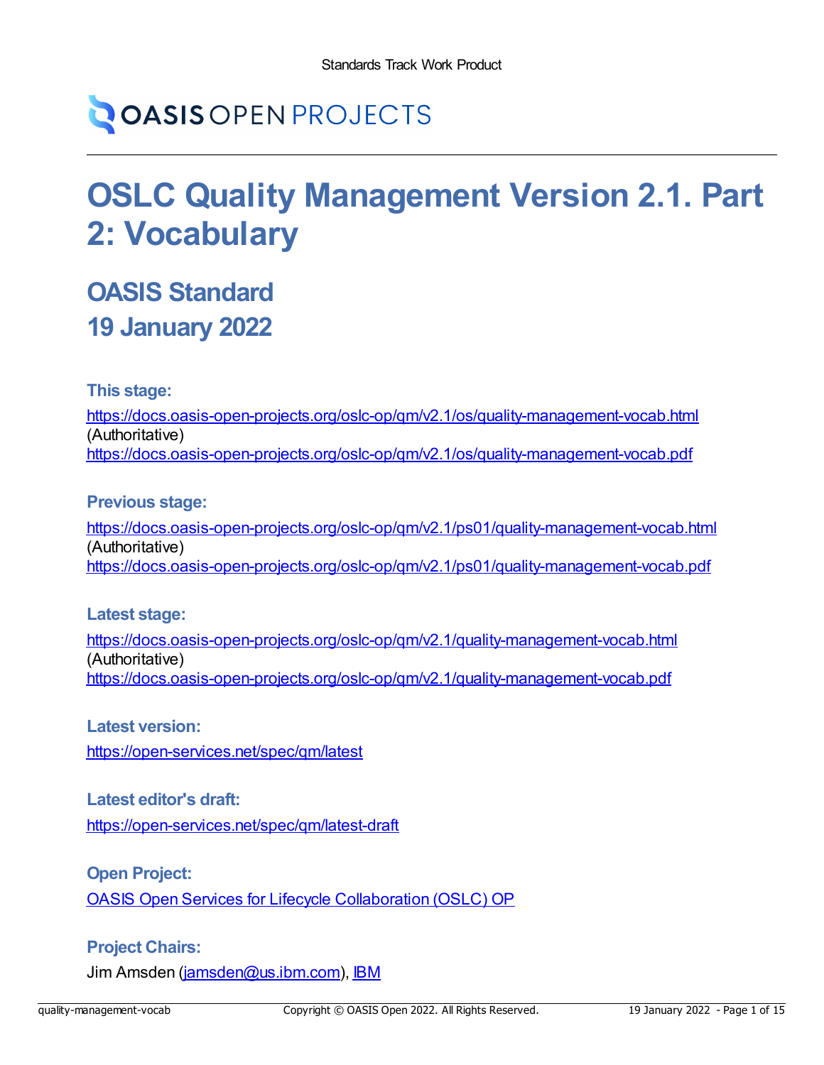Standards Track Work Product

OASIS OPEN PROJECTS

# OSLC Quality Management Version 2.1. Part 2: Vocabulary

## OASIS Standard

## 19 January 2022

### This stage:

https://docs.oasis-open-projects.org/oslc-op/qm/v2.1/os/quality-management-vocab.html (Authoritative)
https://docs.oasis-open-projects.org/oslc-op/qm/v2.1/os/quality-management-vocab.pdf

### Previous stage:

https://docs.oasis-open-projects.org/oslc-op/qm/v2.1/ps01/quality-management-vocab.html (Authoritative)
https://docs.oasis-open-projects.org/oslc-op/qm/v2.1/ps01/quality-management-vocab.pdf

### Latest stage:

https://docs.oasis-open-projects.org/oslc-op/qm/v2.1/quality-management-vocab.html (Authoritative)
https://docs.oasis-open-projects.org/oslc-op/qm/v2.1/quality-management-vocab.pdf

### Latest version:

https://open-services.net/spec/qm/latest

### Latest editor's draft:

https://open-services.net/spec/qm/latest-draft

### Open Project:

OASIS Open Services for Lifecycle Collaboration (OSLC) OP

### Project Chairs:

Jim Amsden (jamsden@us.ibm.com), IBM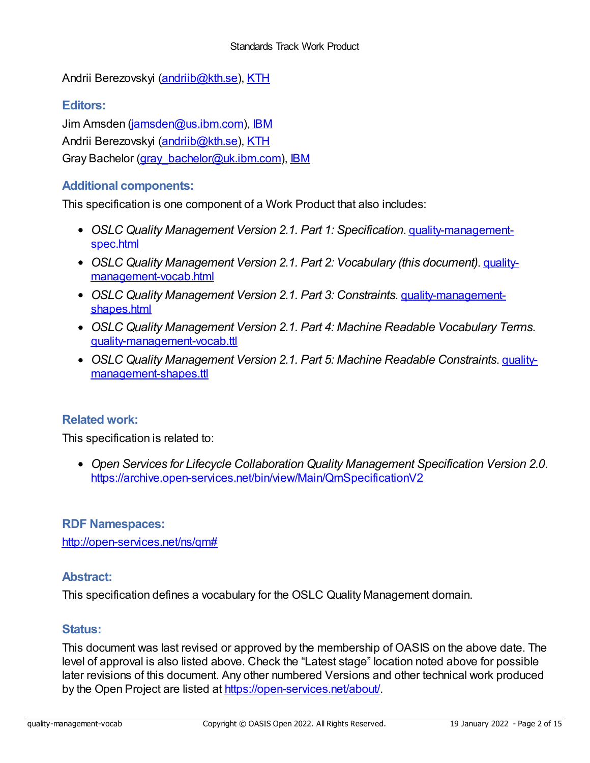Andrii Berezovskyi (andriib@kth.se), KTH

### Editors:

Jim Amsden (jamsden@us.ibm.com), IBM
Andrii Berezovskyi (andriib@kth.se), KTH
Gray Bachelor (gray_bachelor@uk.ibm.com), IBM

### Additional components:

This specification is one component of a Work Product that also includes:

- *OSLC Quality Management Version 2.1. Part 1: Specification*. quality-management-spec.html
- *OSLC Quality Management Version 2.1. Part 2: Vocabulary (this document)*. quality-management-vocab.html
- *OSLC Quality Management Version 2.1. Part 3: Constraints*. quality-management-shapes.html
- *OSLC Quality Management Version 2.1. Part 4: Machine Readable Vocabulary Terms*. quality-management-vocab.ttl
- *OSLC Quality Management Version 2.1. Part 5: Machine Readable Constraints*. quality-management-shapes.ttl

### Related work:

This specification is related to:

- *Open Services for Lifecycle Collaboration Quality Management Specification Version 2.0*. https://archive.open-services.net/bin/view/Main/QmSpecificationV2

### RDF Namespaces:

http://open-services.net/ns/qm#

### Abstract:

This specification defines a vocabulary for the OSLC Quality Management domain.

### Status:

This document was last revised or approved by the membership of OASIS on the above date. The level of approval is also listed above. Check the “Latest stage” location noted above for possible later revisions of this document. Any other numbered Versions and other technical work produced by the Open Project are listed at https://open-services.net/about/.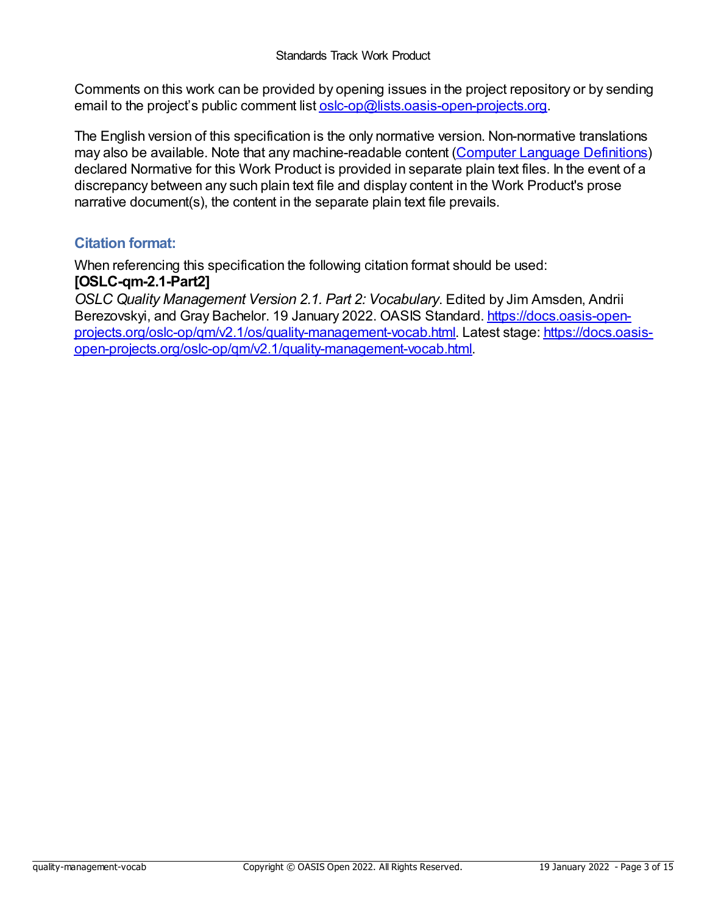Comments on this work can be provided by opening issues in the project repository or by sending email to the project's public comment list [oslc-op@lists.oasis-open-projects.org](mailto:oslc-op@lists.oasis-open-projects.org).

The English version of this specification is the only normative version. Non-normative translations may also be available. Note that any machine-readable content ([Computer Language Definitions](#)) declared Normative for this Work Product is provided in separate plain text files. In the event of a discrepancy between any such plain text file and display content in the Work Product's prose narrative document(s), the content in the separate plain text file prevails.

### Citation format:

When referencing this specification the following citation format should be used:

**[OSLC-qm-2.1-Part2]**

*OSLC Quality Management Version 2.1. Part 2: Vocabulary*. Edited by Jim Amsden, Andrii Berezovskyi, and Gray Bachelor. 19 January 2022. OASIS Standard. [https://docs.oasis-open-projects.org/oslc-op/qm/v2.1/os/quality-management-vocab.html](https://docs.oasis-open-projects.org/oslc-op/qm/v2.1/os/quality-management-vocab.html). Latest stage: [https://docs.oasis-open-projects.org/oslc-op/qm/v2.1/quality-management-vocab.html](https://docs.oasis-open-projects.org/oslc-op/qm/v2.1/quality-management-vocab.html).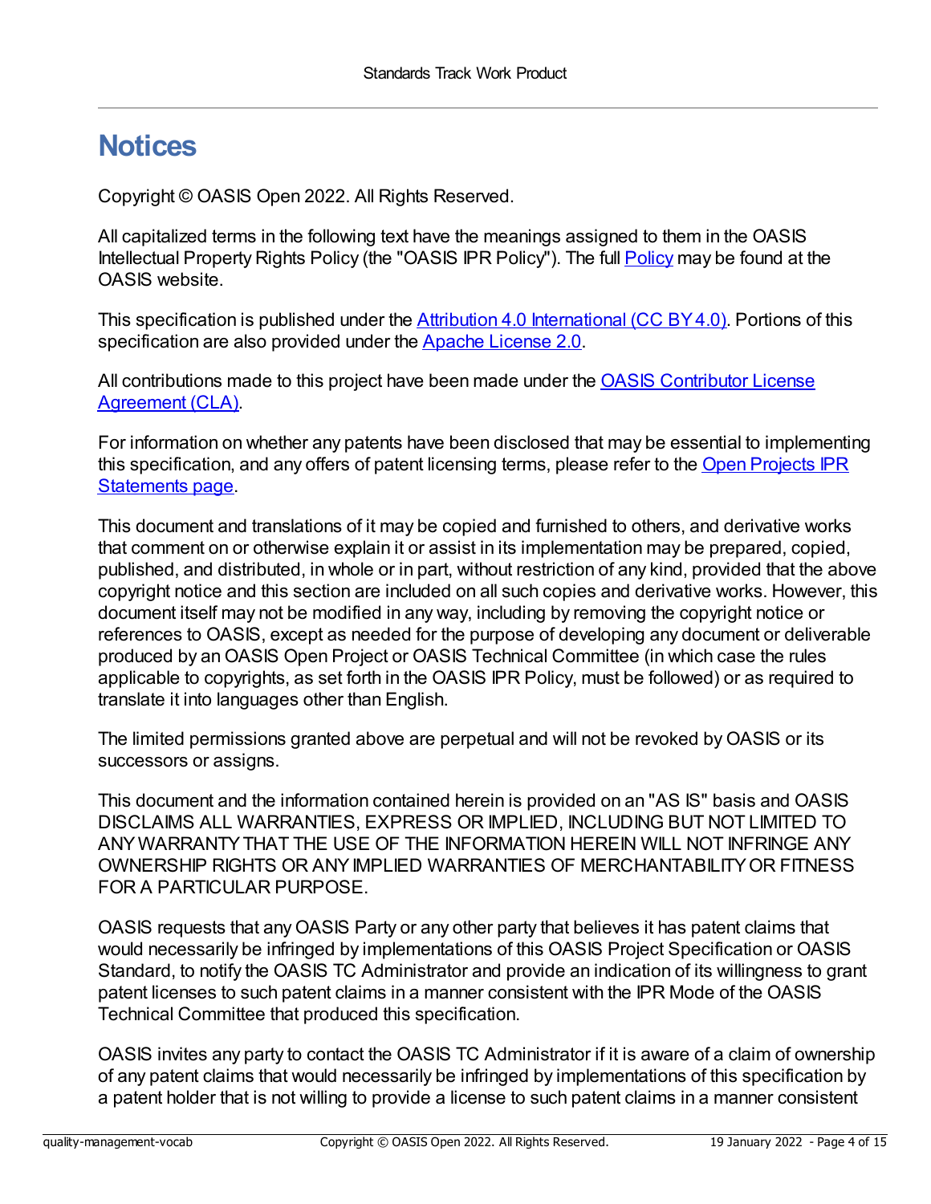# Notices

Copyright © OASIS Open 2022. All Rights Reserved.

All capitalized terms in the following text have the meanings assigned to them in the OASIS Intellectual Property Rights Policy (the "OASIS IPR Policy"). The full Policy may be found at the OASIS website.

This specification is published under the Attribution 4.0 International (CC BY 4.0). Portions of this specification are also provided under the Apache License 2.0.

All contributions made to this project have been made under the OASIS Contributor License Agreement (CLA).

For information on whether any patents have been disclosed that may be essential to implementing this specification, and any offers of patent licensing terms, please refer to the Open Projects IPR Statements page.

This document and translations of it may be copied and furnished to others, and derivative works that comment on or otherwise explain it or assist in its implementation may be prepared, copied, published, and distributed, in whole or in part, without restriction of any kind, provided that the above copyright notice and this section are included on all such copies and derivative works. However, this document itself may not be modified in any way, including by removing the copyright notice or references to OASIS, except as needed for the purpose of developing any document or deliverable produced by an OASIS Open Project or OASIS Technical Committee (in which case the rules applicable to copyrights, as set forth in the OASIS IPR Policy, must be followed) or as required to translate it into languages other than English.

The limited permissions granted above are perpetual and will not be revoked by OASIS or its successors or assigns.

This document and the information contained herein is provided on an "AS IS" basis and OASIS DISCLAIMS ALL WARRANTIES, EXPRESS OR IMPLIED, INCLUDING BUT NOT LIMITED TO ANY WARRANTY THAT THE USE OF THE INFORMATION HEREIN WILL NOT INFRINGE ANY OWNERSHIP RIGHTS OR ANY IMPLIED WARRANTIES OF MERCHANTABILITY OR FITNESS FOR A PARTICULAR PURPOSE.

OASIS requests that any OASIS Party or any other party that believes it has patent claims that would necessarily be infringed by implementations of this OASIS Project Specification or OASIS Standard, to notify the OASIS TC Administrator and provide an indication of its willingness to grant patent licenses to such patent claims in a manner consistent with the IPR Mode of the OASIS Technical Committee that produced this specification.

OASIS invites any party to contact the OASIS TC Administrator if it is aware of a claim of ownership of any patent claims that would necessarily be infringed by implementations of this specification by a patent holder that is not willing to provide a license to such patent claims in a manner consistent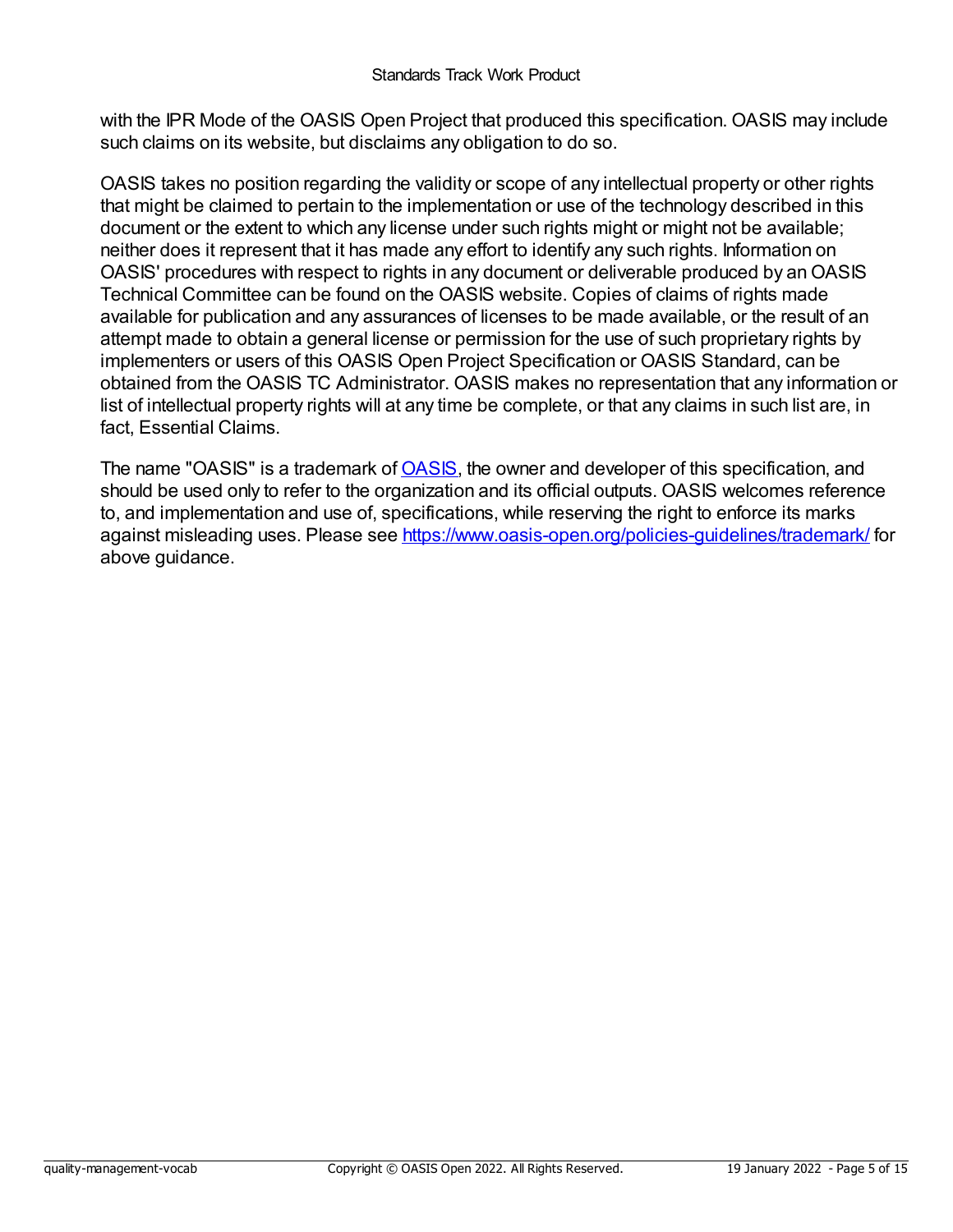with the IPR Mode of the OASIS Open Project that produced this specification. OASIS may include such claims on its website, but disclaims any obligation to do so.

OASIS takes no position regarding the validity or scope of any intellectual property or other rights that might be claimed to pertain to the implementation or use of the technology described in this document or the extent to which any license under such rights might or might not be available; neither does it represent that it has made any effort to identify any such rights. Information on OASIS' procedures with respect to rights in any document or deliverable produced by an OASIS Technical Committee can be found on the OASIS website. Copies of claims of rights made available for publication and any assurances of licenses to be made available, or the result of an attempt made to obtain a general license or permission for the use of such proprietary rights by implementers or users of this OASIS Open Project Specification or OASIS Standard, can be obtained from the OASIS TC Administrator. OASIS makes no representation that any information or list of intellectual property rights will at any time be complete, or that any claims in such list are, in fact, Essential Claims.

The name "OASIS" is a trademark of [OASIS](https://www.oasis-open.org/), the owner and developer of this specification, and should be used only to refer to the organization and its official outputs. OASIS welcomes reference to, and implementation and use of, specifications, while reserving the right to enforce its marks against misleading uses. Please see https://www.oasis-open.org/policies-guidelines/trademark/ for above guidance.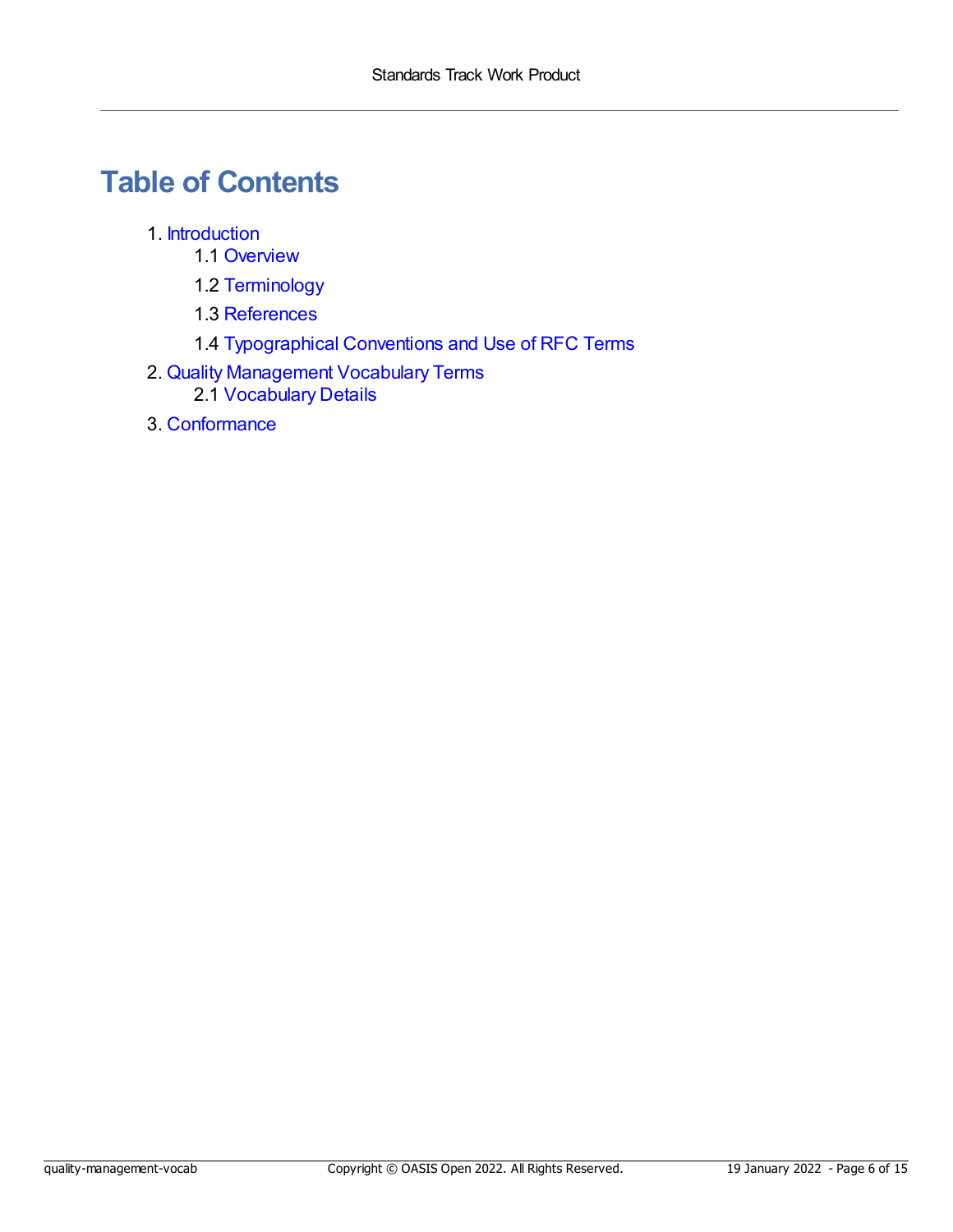# Table of Contents

1. Introduction
   - 1.1 Overview
   - 1.2 Terminology
   - 1.3 References
   - 1.4 Typographical Conventions and Use of RFC Terms
2. Quality Management Vocabulary Terms
   - 2.1 Vocabulary Details
3. Conformance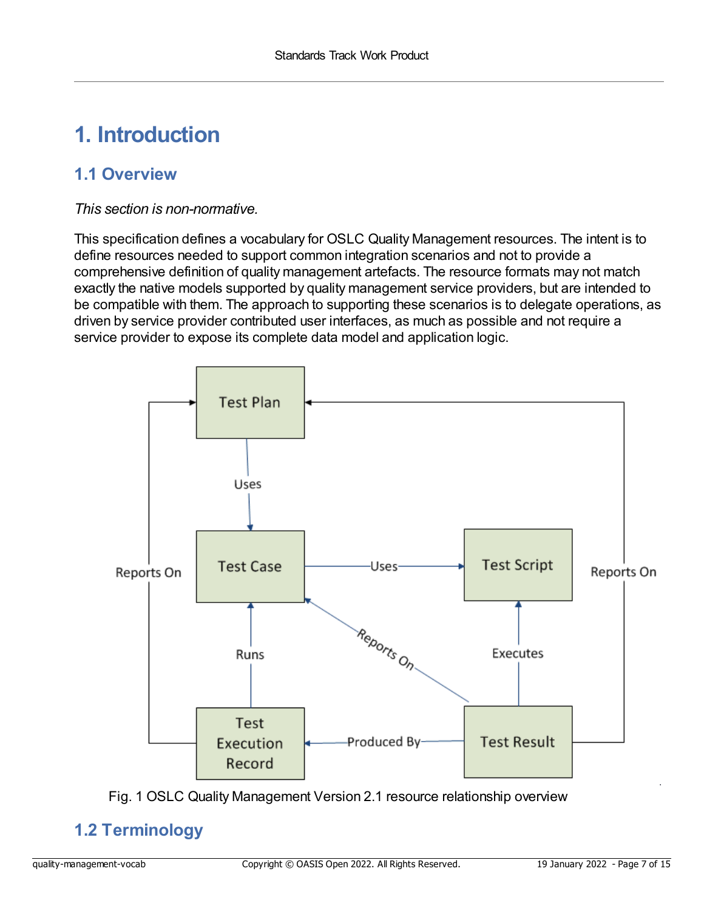# 1. Introduction

## 1.1 Overview

*This section is non-normative.*

This specification defines a vocabulary for OSLC Quality Management resources. The intent is to define resources needed to support common integration scenarios and not to provide a comprehensive definition of quality management artefacts. The resource formats may not match exactly the native models supported by quality management service providers, but are intended to be compatible with them. The approach to supporting these scenarios is to delegate operations, as driven by service provider contributed user interfaces, as much as possible and not require a service provider to expose its complete data model and application logic.

Test Plan

Uses

Test Case

Uses

Test Script

Reports On

Reports On

Runs

Reports On

Executes

Test Execution Record

Produced By

Test Result

Fig. 1 OSLC Quality Management Version 2.1 resource relationship overview

## 1.2 Terminology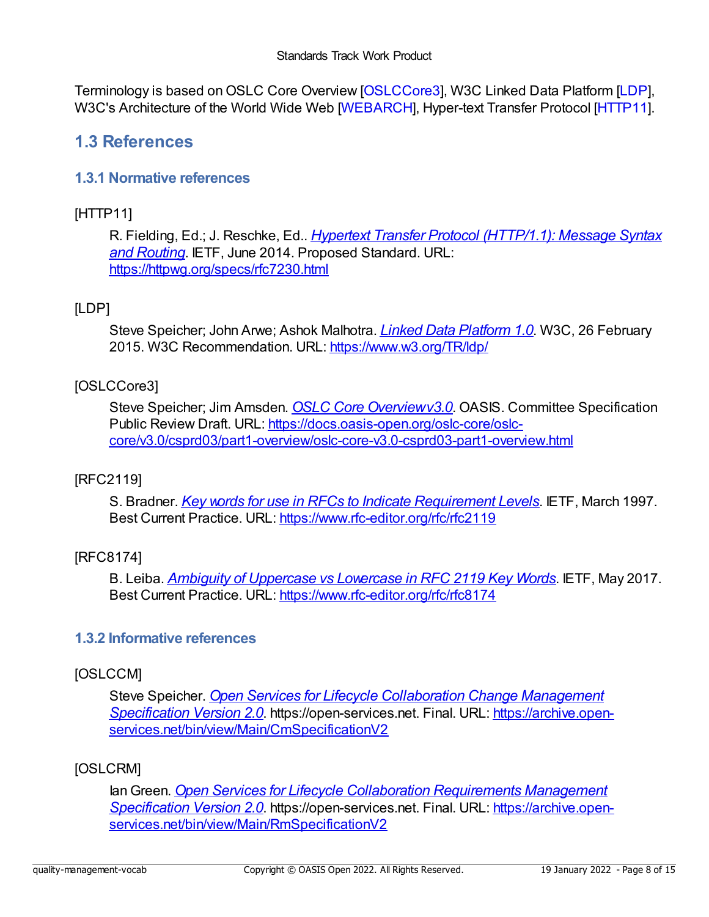Terminology is based on OSLC Core Overview [OSLCCore3], W3C Linked Data Platform [LDP], W3C's Architecture of the World Wide Web [WEBARCH], Hyper-text Transfer Protocol [HTTP11].

## 1.3 References

### 1.3.1 Normative references

[HTTP11]

R. Fielding, Ed.; J. Reschke, Ed.. [*Hypertext Transfer Protocol (HTTP/1.1): Message Syntax and Routing*](https://httpwg.org/specs/rfc7230.html). IETF, June 2014. Proposed Standard. URL: [https://httpwg.org/specs/rfc7230.html](https://httpwg.org/specs/rfc7230.html)

[LDP]

Steve Speicher; John Arwe; Ashok Malhotra. [*Linked Data Platform 1.0*](https://www.w3.org/TR/ldp/). W3C, 26 February 2015. W3C Recommendation. URL: [https://www.w3.org/TR/ldp/](https://www.w3.org/TR/ldp/)

[OSLCCore3]

Steve Speicher; Jim Amsden. [*OSLC Core Overview v3.0*](https://docs.oasis-open.org/oslc-core/oslc-core/v3.0/csprd03/part1-overview/oslc-core-v3.0-csprd03-part1-overview.html). OASIS. Committee Specification Public Review Draft. URL: [https://docs.oasis-open.org/oslc-core/oslc-core/v3.0/csprd03/part1-overview/oslc-core-v3.0-csprd03-part1-overview.html](https://docs.oasis-open.org/oslc-core/oslc-core/v3.0/csprd03/part1-overview/oslc-core-v3.0-csprd03-part1-overview.html)

[RFC2119]

S. Bradner. [*Key words for use in RFCs to Indicate Requirement Levels*](https://www.rfc-editor.org/rfc/rfc2119). IETF, March 1997. Best Current Practice. URL: [https://www.rfc-editor.org/rfc/rfc2119](https://www.rfc-editor.org/rfc/rfc2119)

[RFC8174]

B. Leiba. [*Ambiguity of Uppercase vs Lowercase in RFC 2119 Key Words*](https://www.rfc-editor.org/rfc/rfc8174). IETF, May 2017. Best Current Practice. URL: [https://www.rfc-editor.org/rfc/rfc8174](https://www.rfc-editor.org/rfc/rfc8174)

### 1.3.2 Informative references

[OSLCCM]

Steve Speicher. [*Open Services for Lifecycle Collaboration Change Management Specification Version 2.0*](https://archive.open-services.net/bin/view/Main/CmSpecificationV2). https://open-services.net. Final. URL: [https://archive.open-services.net/bin/view/Main/CmSpecificationV2](https://archive.open-services.net/bin/view/Main/CmSpecificationV2)

[OSLCRM]

Ian Green. [*Open Services for Lifecycle Collaboration Requirements Management Specification Version 2.0*](https://archive.open-services.net/bin/view/Main/RmSpecificationV2). https://open-services.net. Final. URL: [https://archive.open-services.net/bin/view/Main/RmSpecificationV2](https://archive.open-services.net/bin/view/Main/RmSpecificationV2)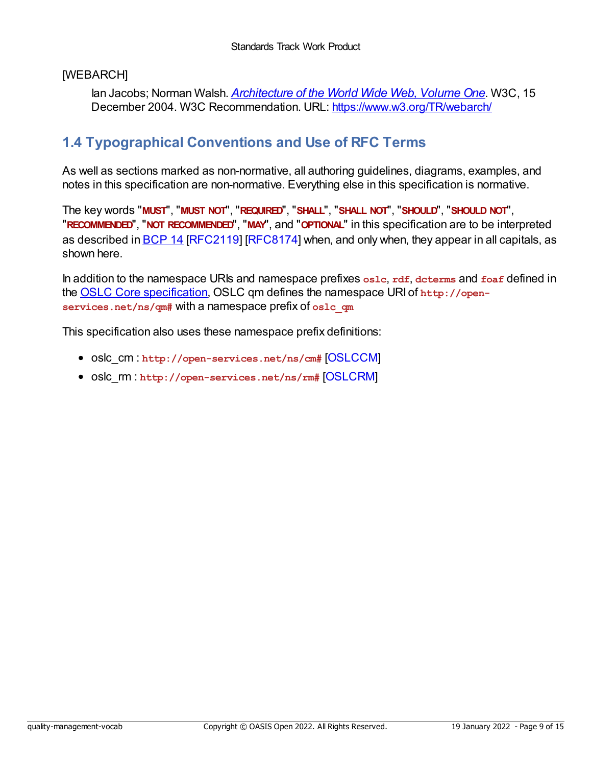[WEBARCH]

Ian Jacobs; Norman Walsh. *Architecture of the World Wide Web, Volume One*. W3C, 15 December 2004. W3C Recommendation. URL: https://www.w3.org/TR/webarch/

## 1.4 Typographical Conventions and Use of RFC Terms

As well as sections marked as non-normative, all authoring guidelines, diagrams, examples, and notes in this specification are non-normative. Everything else in this specification is normative.

The key words "**MUST**", "**MUST NOT**", "**REQUIRED**", "**SHALL**", "**SHALL NOT**", "**SHOULD**", "**SHOULD NOT**", "**RECOMMENDED**", "**NOT RECOMMENDED**", "**MAY**", and "**OPTIONAL**" in this specification are to be interpreted as described in BCP 14 [RFC2119] [RFC8174] when, and only when, they appear in all capitals, as shown here.

In addition to the namespace URIs and namespace prefixes `oslc`, `rdf`, `dcterms` and `foaf` defined in the OSLC Core specification, OSLC qm defines the namespace URI of `http://open-services.net/ns/qm#` with a namespace prefix of `oslc_qm`

This specification also uses these namespace prefix definitions:

- oslc_cm : `http://open-services.net/ns/cm#` [OSLCCM]
- oslc_rm : `http://open-services.net/ns/rm#` [OSLCRM]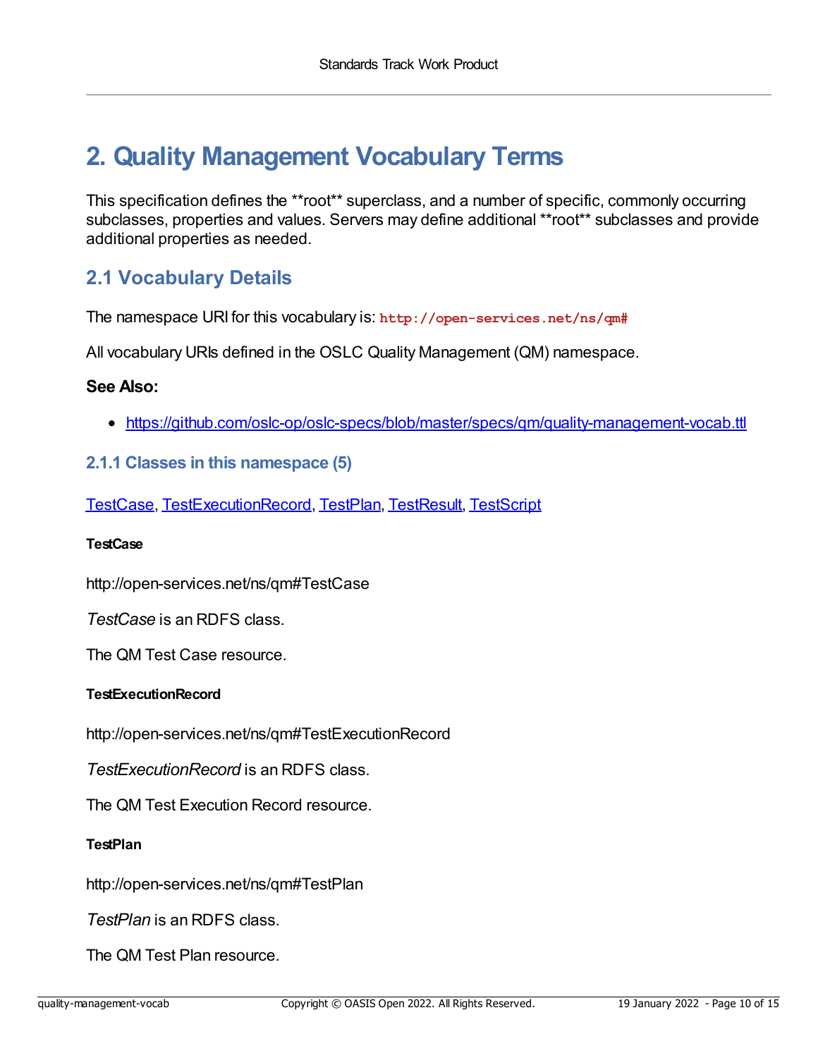# 2. Quality Management Vocabulary Terms

This specification defines the **root** superclass, and a number of specific, commonly occurring subclasses, properties and values. Servers may define additional **root** subclasses and provide additional properties as needed.

## 2.1 Vocabulary Details

The namespace URI for this vocabulary is: `http://open-services.net/ns/qm#`

All vocabulary URIs defined in the OSLC Quality Management (QM) namespace.

### See Also:

- [https://github.com/oslc-op/oslc-specs/blob/master/specs/qm/quality-management-vocab.ttl](https://github.com/oslc-op/oslc-specs/blob/master/specs/qm/quality-management-vocab.ttl)

### 2.1.1 Classes in this namespace (5)

[TestCase](#), [TestExecutionRecord](#), [TestPlan](#), [TestResult](#), [TestScript](#)

#### TestCase

http://open-services.net/ns/qm#TestCase

*TestCase* is an RDFS class.

The QM Test Case resource.

#### TestExecutionRecord

http://open-services.net/ns/qm#TestExecutionRecord

*TestExecutionRecord* is an RDFS class.

The QM Test Execution Record resource.

#### TestPlan

http://open-services.net/ns/qm#TestPlan

*TestPlan* is an RDFS class.

The QM Test Plan resource.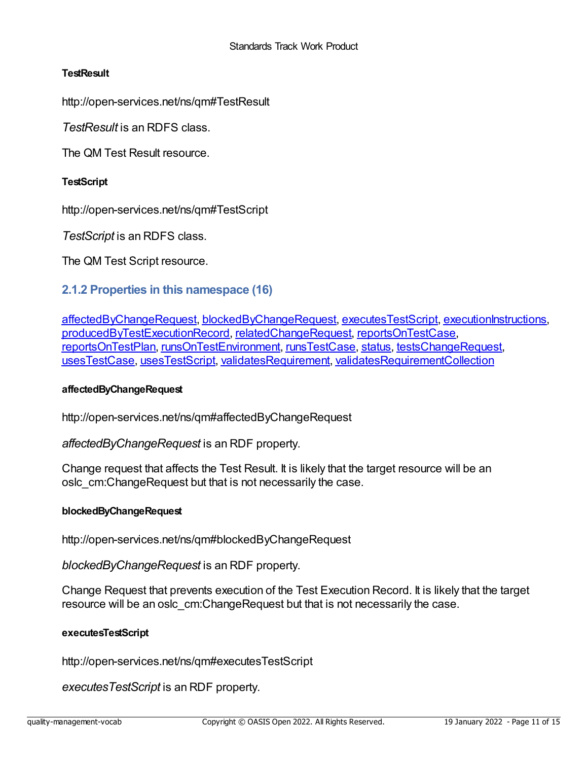#### TestResult

http://open-services.net/ns/qm#TestResult

*TestResult* is an RDFS class.

The QM Test Result resource.

#### TestScript

http://open-services.net/ns/qm#TestScript

*TestScript* is an RDFS class.

The QM Test Script resource.

### 2.1.2 Properties in this namespace (16)

affectedByChangeRequest, blockedByChangeRequest, executesTestScript, executionInstructions, producedByTestExecutionRecord, relatedChangeRequest, reportsOnTestCase, reportsOnTestPlan, runsOnTestEnvironment, runsTestCase, status, testsChangeRequest, usesTestCase, usesTestScript, validatesRequirement, validatesRequirementCollection

#### affectedByChangeRequest

http://open-services.net/ns/qm#affectedByChangeRequest

*affectedByChangeRequest* is an RDF property.

Change request that affects the Test Result. It is likely that the target resource will be an oslc_cm:ChangeRequest but that is not necessarily the case.

#### blockedByChangeRequest

http://open-services.net/ns/qm#blockedByChangeRequest

*blockedByChangeRequest* is an RDF property.

Change Request that prevents execution of the Test Execution Record. It is likely that the target resource will be an oslc_cm:ChangeRequest but that is not necessarily the case.

#### executesTestScript

http://open-services.net/ns/qm#executesTestScript

*executesTestScript* is an RDF property.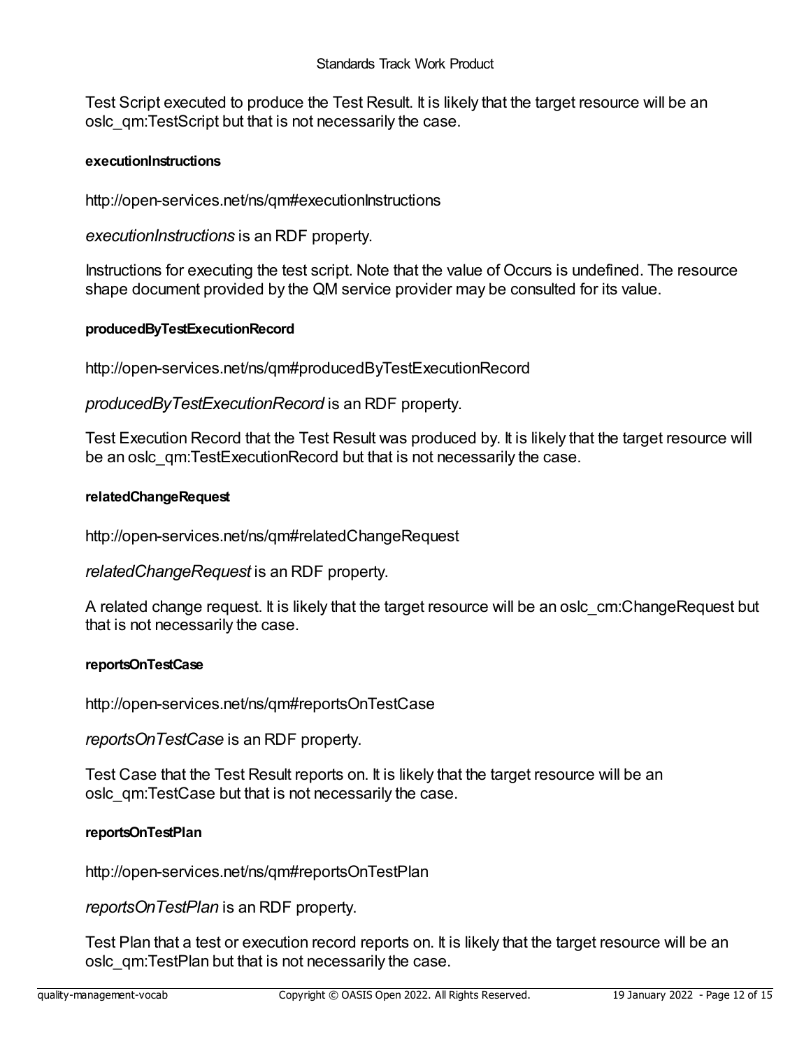Test Script executed to produce the Test Result. It is likely that the target resource will be an oslc_qm:TestScript but that is not necessarily the case.

#### executionInstructions

http://open-services.net/ns/qm#executionInstructions

*executionInstructions* is an RDF property.

Instructions for executing the test script. Note that the value of Occurs is undefined. The resource shape document provided by the QM service provider may be consulted for its value.

#### producedByTestExecutionRecord

http://open-services.net/ns/qm#producedByTestExecutionRecord

*producedByTestExecutionRecord* is an RDF property.

Test Execution Record that the Test Result was produced by. It is likely that the target resource will be an oslc_qm:TestExecutionRecord but that is not necessarily the case.

#### relatedChangeRequest

http://open-services.net/ns/qm#relatedChangeRequest

*relatedChangeRequest* is an RDF property.

A related change request. It is likely that the target resource will be an oslc_cm:ChangeRequest but that is not necessarily the case.

#### reportsOnTestCase

http://open-services.net/ns/qm#reportsOnTestCase

*reportsOnTestCase* is an RDF property.

Test Case that the Test Result reports on. It is likely that the target resource will be an oslc_qm:TestCase but that is not necessarily the case.

#### reportsOnTestPlan

http://open-services.net/ns/qm#reportsOnTestPlan

*reportsOnTestPlan* is an RDF property.

Test Plan that a test or execution record reports on. It is likely that the target resource will be an oslc_qm:TestPlan but that is not necessarily the case.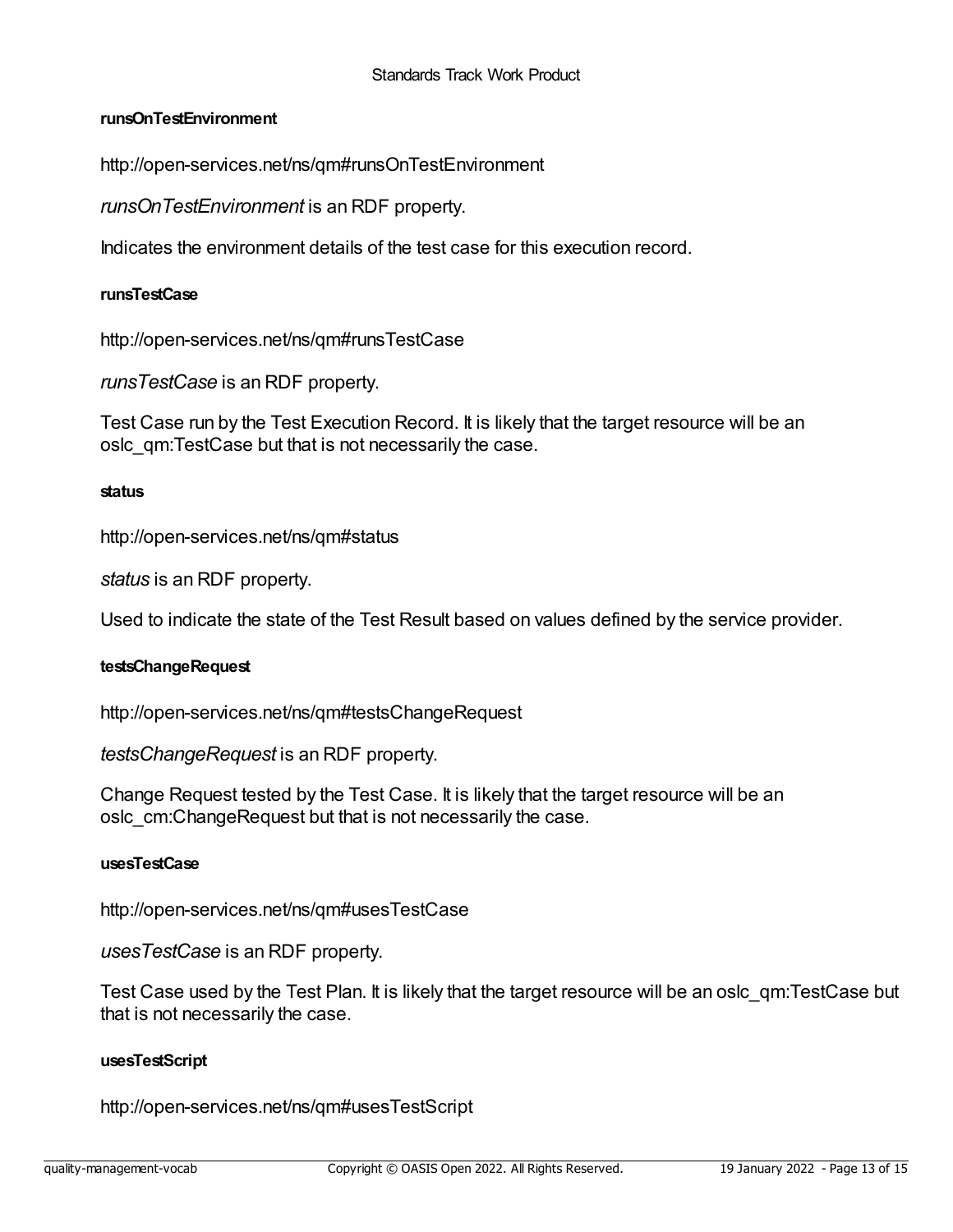#### runsOnTestEnvironment

http://open-services.net/ns/qm#runsOnTestEnvironment

*runsOnTestEnvironment* is an RDF property.

Indicates the environment details of the test case for this execution record.

#### runsTestCase

http://open-services.net/ns/qm#runsTestCase

*runsTestCase* is an RDF property.

Test Case run by the Test Execution Record. It is likely that the target resource will be an oslc_qm:TestCase but that is not necessarily the case.

#### status

http://open-services.net/ns/qm#status

*status* is an RDF property.

Used to indicate the state of the Test Result based on values defined by the service provider.

#### testsChangeRequest

http://open-services.net/ns/qm#testsChangeRequest

*testsChangeRequest* is an RDF property.

Change Request tested by the Test Case. It is likely that the target resource will be an oslc_cm:ChangeRequest but that is not necessarily the case.

#### usesTestCase

http://open-services.net/ns/qm#usesTestCase

*usesTestCase* is an RDF property.

Test Case used by the Test Plan. It is likely that the target resource will be an oslc_qm:TestCase but that is not necessarily the case.

#### usesTestScript

http://open-services.net/ns/qm#usesTestScript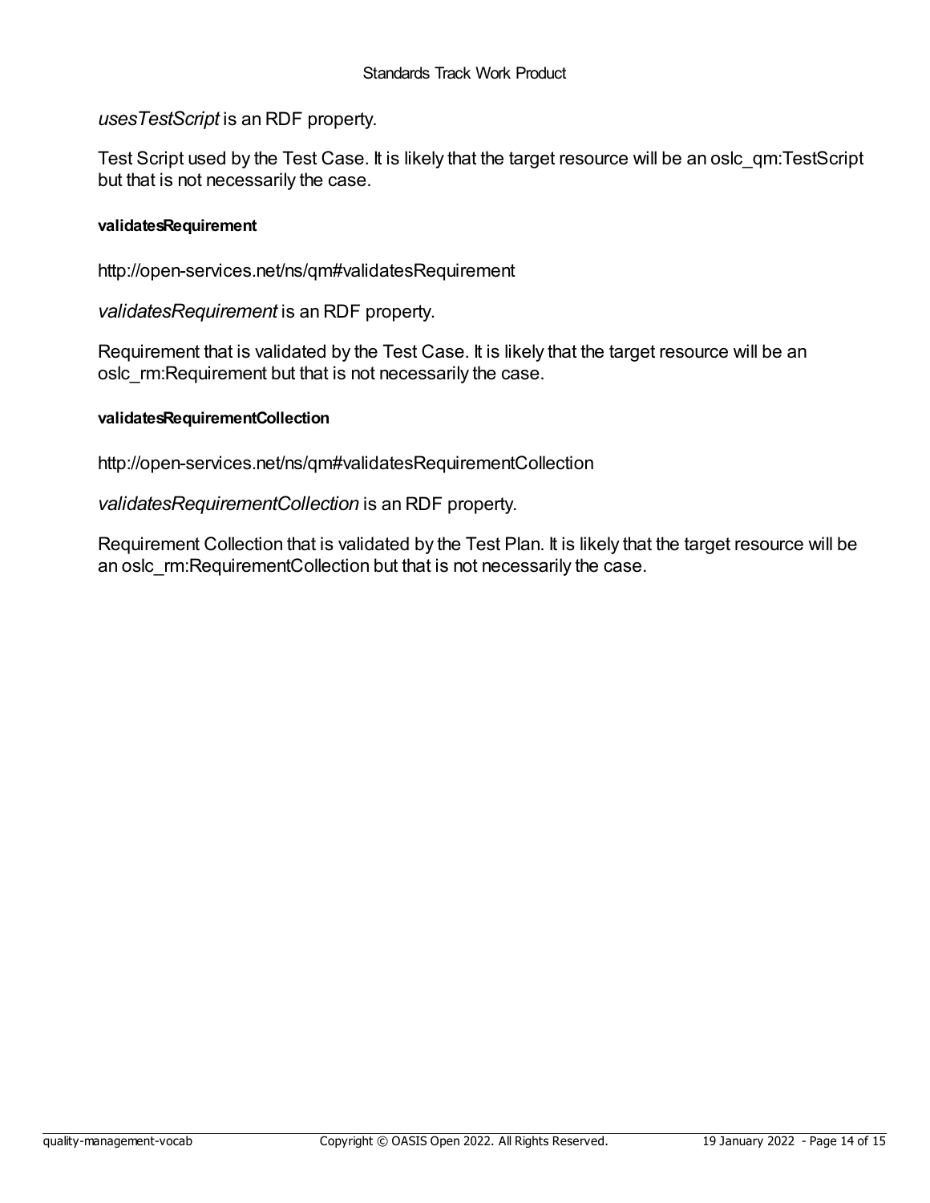*usesTestScript* is an RDF property.

Test Script used by the Test Case. It is likely that the target resource will be an oslc_qm:TestScript but that is not necessarily the case.

#### validatesRequirement

http://open-services.net/ns/qm#validatesRequirement

*validatesRequirement* is an RDF property.

Requirement that is validated by the Test Case. It is likely that the target resource will be an oslc_rm:Requirement but that is not necessarily the case.

#### validatesRequirementCollection

http://open-services.net/ns/qm#validatesRequirementCollection

*validatesRequirementCollection* is an RDF property.

Requirement Collection that is validated by the Test Plan. It is likely that the target resource will be an oslc_rm:RequirementCollection but that is not necessarily the case.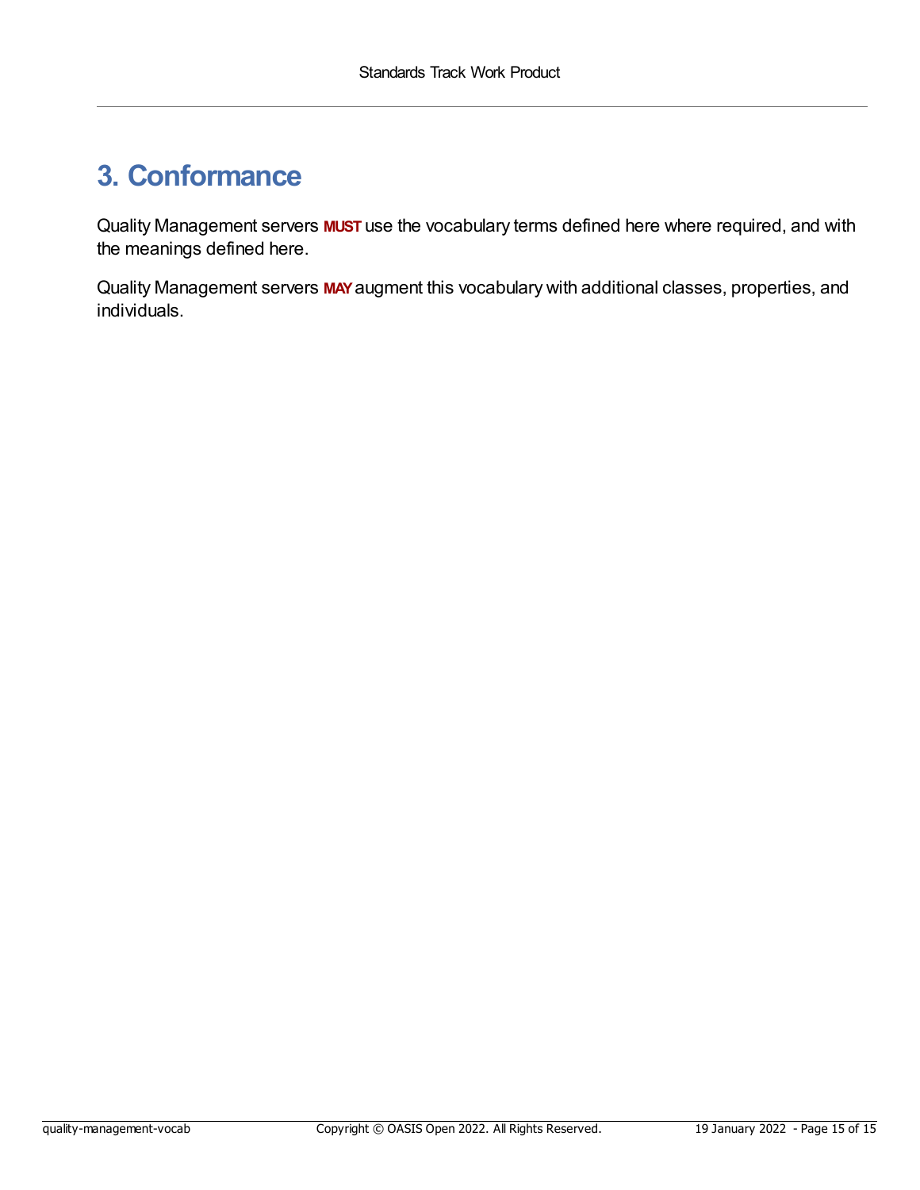# 3. Conformance

Quality Management servers **MUST** use the vocabulary terms defined here where required, and with the meanings defined here.

Quality Management servers **MAY** augment this vocabulary with additional classes, properties, and individuals.